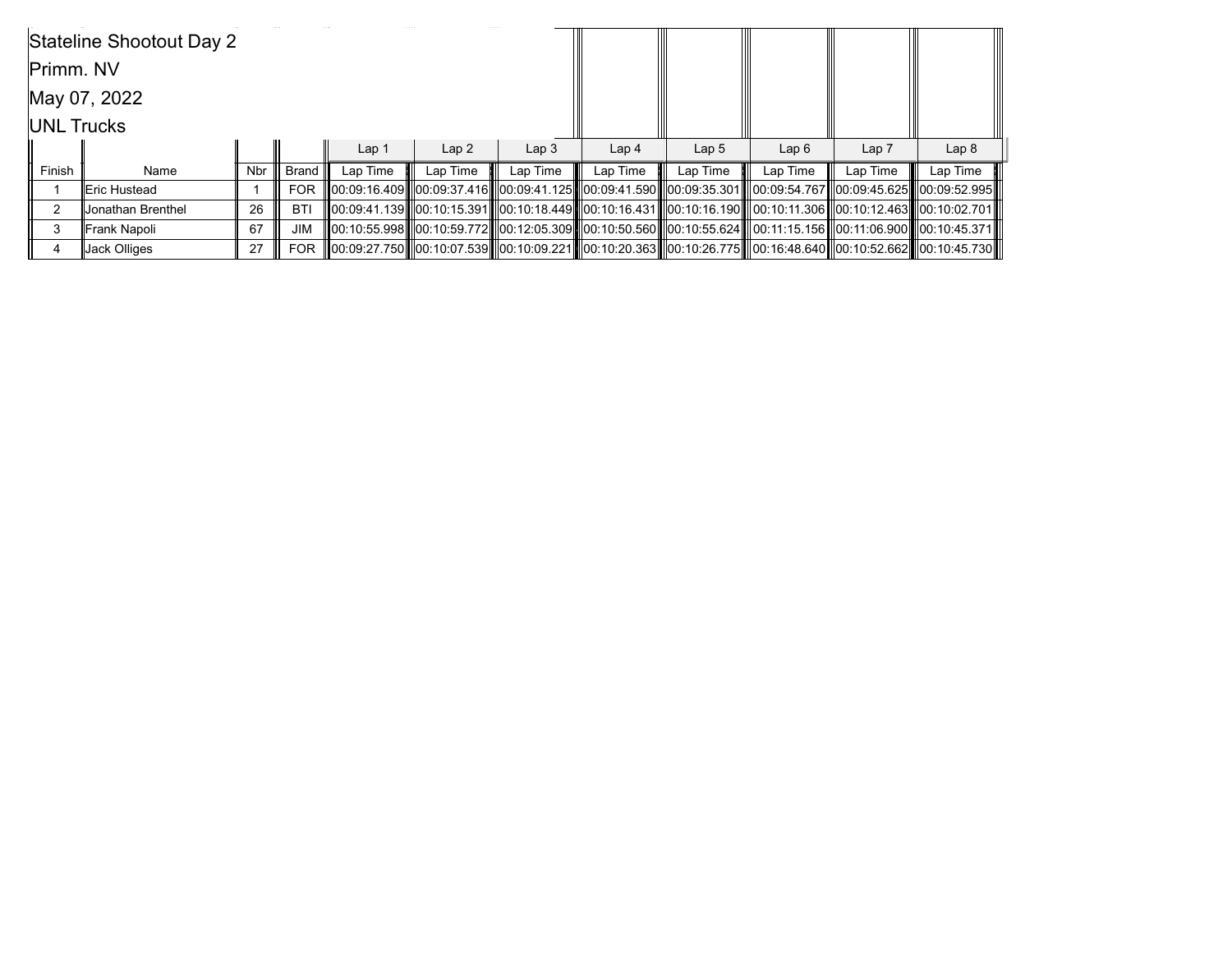Stateline Shootout Day 2

Primm. NV

May 07, 2022

UNL Trucks

| | | | | Lap 1 | Lap 2 | Lap 3 | Lap 4 | Lap 5 | Lap 6 | Lap 7 | Lap 8 |
|---|---|---|---|---|---|---|---|---|---|---|---|
| Finish | Name | Nbr | Brand | Lap Time | Lap Time | Lap Time | Lap Time | Lap Time | Lap Time | Lap Time | Lap Time |
| 1 | Eric Hustead | 1 | FOR | 00:09:16.409 | 00:09:37.416 | 00:09:41.125 | 00:09:41.590 | 00:09:35.301 | 00:09:54.767 | 00:09:45.625 | 00:09:52.995 |
| 2 | Jonathan Brenthel | 26 | BTI | 00:09:41.139 | 00:10:15.391 | 00:10:18.449 | 00:10:16.431 | 00:10:16.190 | 00:10:11.306 | 00:10:12.463 | 00:10:02.701 |
| 3 | Frank Napoli | 67 | JIM | 00:10:55.998 | 00:10:59.772 | 00:12:05.309 | 00:10:50.560 | 00:10:55.624 | 00:11:15.156 | 00:11:06.900 | 00:10:45.371 |
| 4 | Jack Olliges | 27 | FOR | 00:09:27.750 | 00:10:07.539 | 00:10:09.221 | 00:10:20.363 | 00:10:26.775 | 00:16:48.640 | 00:10:52.662 | 00:10:45.730 |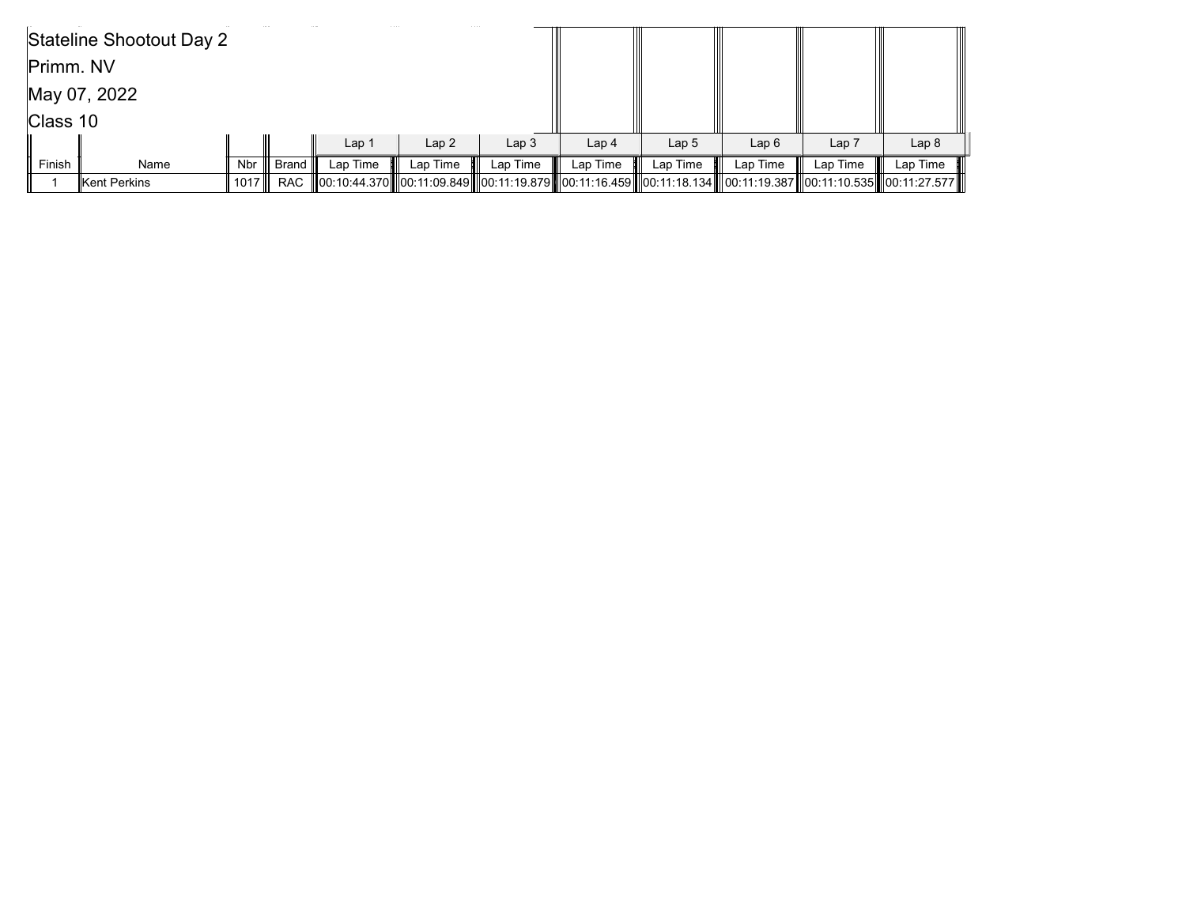Stateline Shootout Day 2

Primm. NV

May 07, 2022

Class 10

| | | | | Lap 1 | Lap 2 | Lap 3 | Lap 4 | Lap 5 | Lap 6 | Lap 7 | Lap 8 |
|---|---|---|---|---|---|---|---|---|---|---|---|
| Finish | Name | Nbr | Brand | Lap Time | Lap Time | Lap Time | Lap Time | Lap Time | Lap Time | Lap Time | Lap Time |
| 1 | Kent Perkins | 1017 | RAC | 00:10:44.370 | 00:11:09.849 | 00:11:19.879 | 00:11:16.459 | 00:11:18.134 | 00:11:19.387 | 00:11:10.535 | 00:11:27.577 |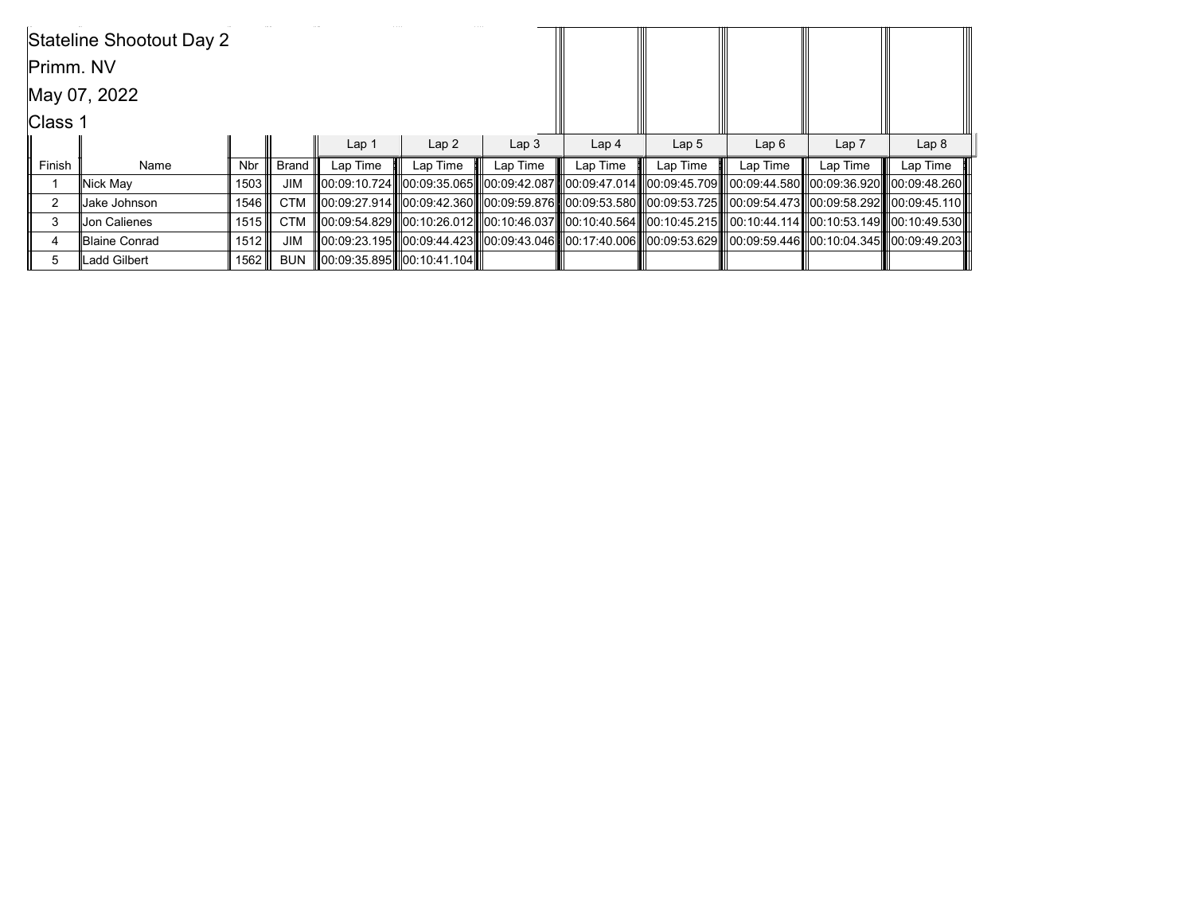Stateline Shootout Day 2

Primm. NV

May 07, 2022

Class 1

| | | | | Lap 1 | Lap 2 | Lap 3 | Lap 4 | Lap 5 | Lap 6 | Lap 7 | Lap 8 |
|---|---|---|---|---|---|---|---|---|---|---|---|
| Finish | Name | Nbr | Brand | Lap Time | Lap Time | Lap Time | Lap Time | Lap Time | Lap Time | Lap Time | Lap Time |
| 1 | Nick May | 1503 | JIM | 00:09:10.724 | 00:09:35.065 | 00:09:42.087 | 00:09:47.014 | 00:09:45.709 | 00:09:44.580 | 00:09:36.920 | 00:09:48.260 |
| 2 | Jake Johnson | 1546 | CTM | 00:09:27.914 | 00:09:42.360 | 00:09:59.876 | 00:09:53.580 | 00:09:53.725 | 00:09:54.473 | 00:09:58.292 | 00:09:45.110 |
| 3 | Jon Calienes | 1515 | CTM | 00:09:54.829 | 00:10:26.012 | 00:10:46.037 | 00:10:40.564 | 00:10:45.215 | 00:10:44.114 | 00:10:53.149 | 00:10:49.530 |
| 4 | Blaine Conrad | 1512 | JIM | 00:09:23.195 | 00:09:44.423 | 00:09:43.046 | 00:17:40.006 | 00:09:53.629 | 00:09:59.446 | 00:10:04.345 | 00:09:49.203 |
| 5 | Ladd Gilbert | 1562 | BUN | 00:09:35.895 | 00:10:41.104 | | | | | | |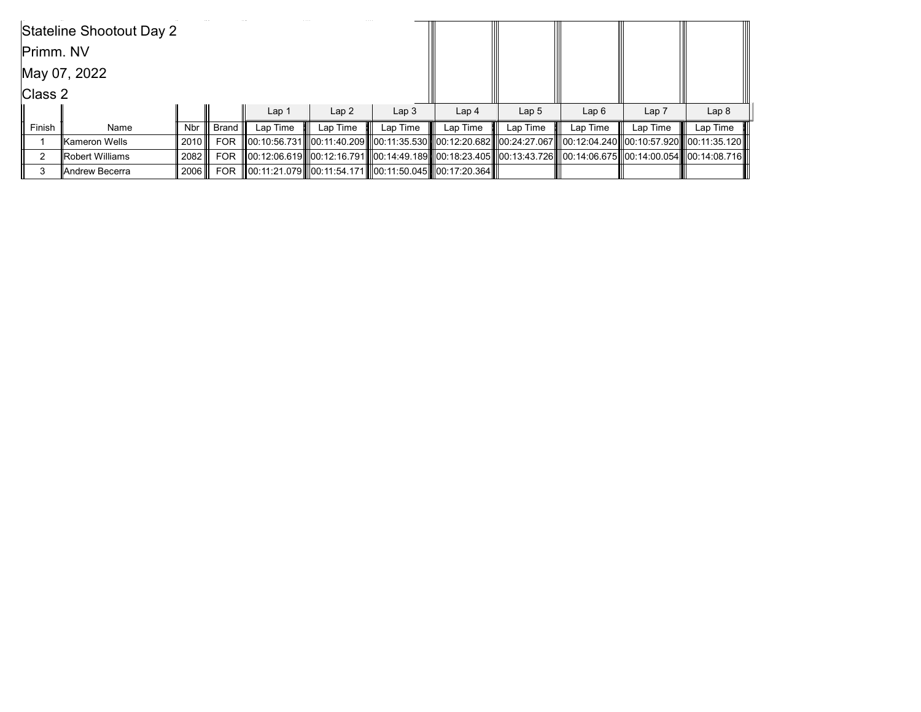Stateline Shootout Day 2

Primm. NV

May 07, 2022

Class 2

| | | | | Lap 1 | Lap 2 | Lap 3 | Lap 4 | Lap 5 | Lap 6 | Lap 7 | Lap 8 |
|---|---|---|---|---|---|---|---|---|---|---|---|
| Finish | Name | Nbr | Brand | Lap Time | Lap Time | Lap Time | Lap Time | Lap Time | Lap Time | Lap Time | Lap Time |
| 1 | Kameron Wells | 2010 | FOR | 00:10:56.731 | 00:11:40.209 | 00:11:35.530 | 00:12:20.682 | 00:24:27.067 | 00:12:04.240 | 00:10:57.920 | 00:11:35.120 |
| 2 | Robert Williams | 2082 | FOR | 00:12:06.619 | 00:12:16.791 | 00:14:49.189 | 00:18:23.405 | 00:13:43.726 | 00:14:06.675 | 00:14:00.054 | 00:14:08.716 |
| 3 | Andrew Becerra | 2006 | FOR | 00:11:21.079 | 00:11:54.171 | 00:11:50.045 | 00:17:20.364 | | | | |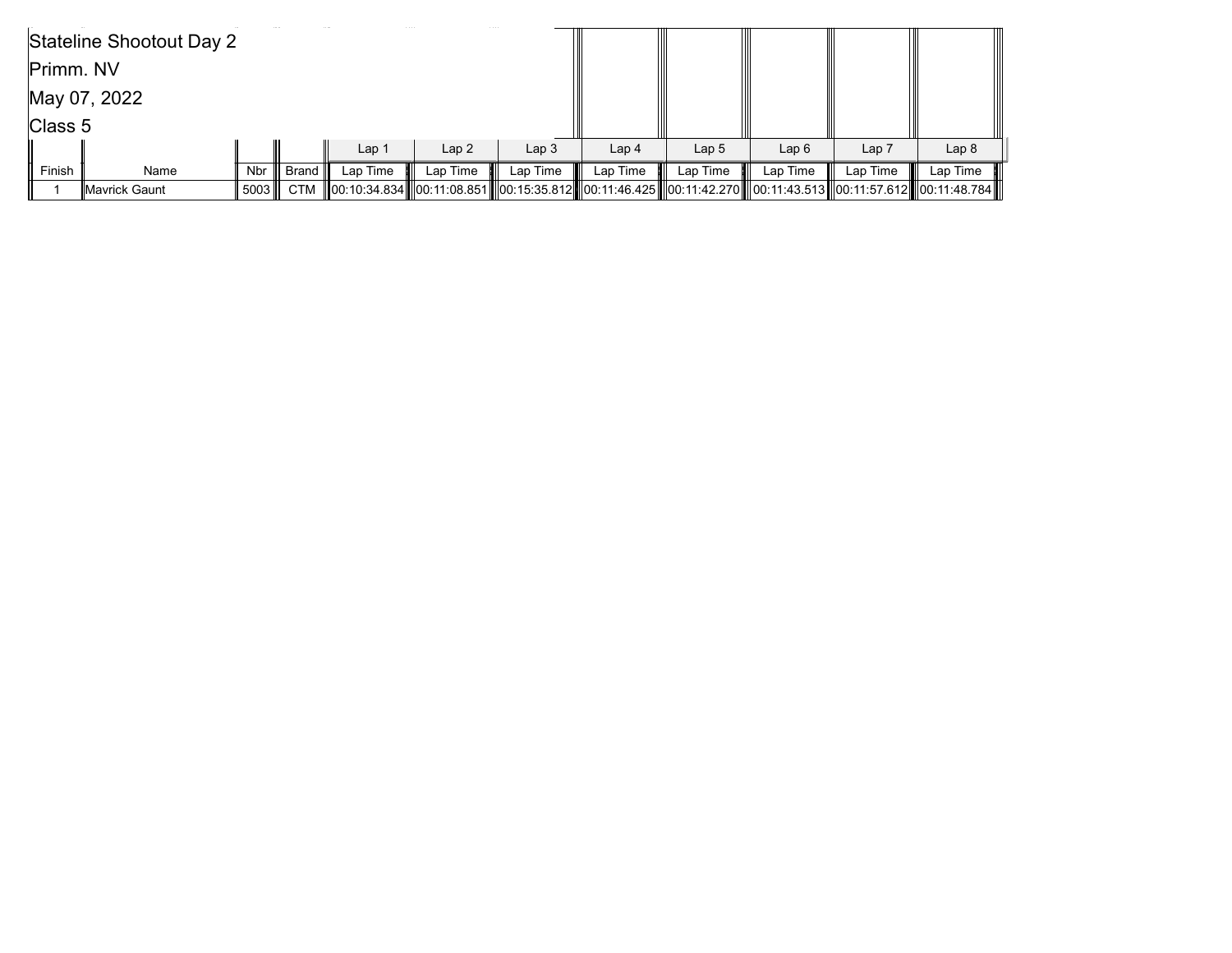Stateline Shootout Day 2

Primm. NV

May 07, 2022

Class 5

| | | | | Lap 1 | Lap 2 | Lap 3 | Lap 4 | Lap 5 | Lap 6 | Lap 7 | Lap 8 |
|---|---|---|---|---|---|---|---|---|---|---|---|
| Finish | Name | Nbr | Brand | Lap Time | Lap Time | Lap Time | Lap Time | Lap Time | Lap Time | Lap Time | Lap Time |
| 1 | Mavrick Gaunt | 5003 | CTM | 00:10:34.834 | 00:11:08.851 | 00:15:35.812 | 00:11:46.425 | 00:11:42.270 | 00:11:43.513 | 00:11:57.612 | 00:11:48.784 |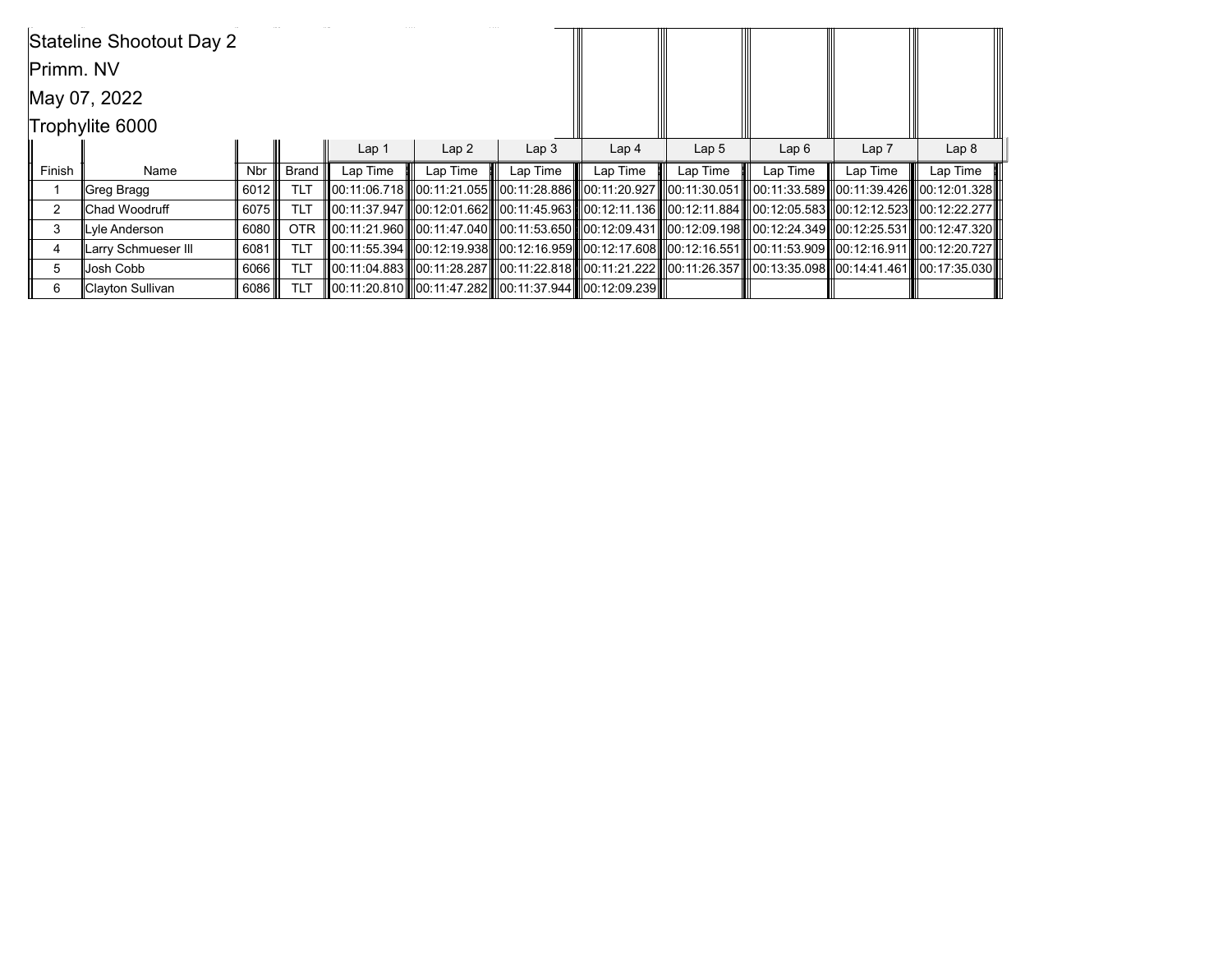Stateline Shootout Day 2

Primm. NV

May 07, 2022

Trophylite 6000

| | | | | Lap 1 | Lap 2 | Lap 3 | Lap 4 | Lap 5 | Lap 6 | Lap 7 | Lap 8 |
|---|---|---|---|---|---|---|---|---|---|---|---|
| Finish | Name | Nbr | Brand | Lap Time | Lap Time | Lap Time | Lap Time | Lap Time | Lap Time | Lap Time | Lap Time |
| 1 | Greg Bragg | 6012 | TLT | 00:11:06.718 | 00:11:21.055 | 00:11:28.886 | 00:11:20.927 | 00:11:30.051 | 00:11:33.589 | 00:11:39.426 | 00:12:01.328 |
| 2 | Chad Woodruff | 6075 | TLT | 00:11:37.947 | 00:12:01.662 | 00:11:45.963 | 00:12:11.136 | 00:12:11.884 | 00:12:05.583 | 00:12:12.523 | 00:12:22.277 |
| 3 | Lyle Anderson | 6080 | OTR | 00:11:21.960 | 00:11:47.040 | 00:11:53.650 | 00:12:09.431 | 00:12:09.198 | 00:12:24.349 | 00:12:25.531 | 00:12:47.320 |
| 4 | Larry Schmueser III | 6081 | TLT | 00:11:55.394 | 00:12:19.938 | 00:12:16.959 | 00:12:17.608 | 00:12:16.551 | 00:11:53.909 | 00:12:16.911 | 00:12:20.727 |
| 5 | Josh Cobb | 6066 | TLT | 00:11:04.883 | 00:11:28.287 | 00:11:22.818 | 00:11:21.222 | 00:11:26.357 | 00:13:35.098 | 00:14:41.461 | 00:17:35.030 |
| 6 | Clayton Sullivan | 6086 | TLT | 00:11:20.810 | 00:11:47.282 | 00:11:37.944 | 00:12:09.239 | | | | |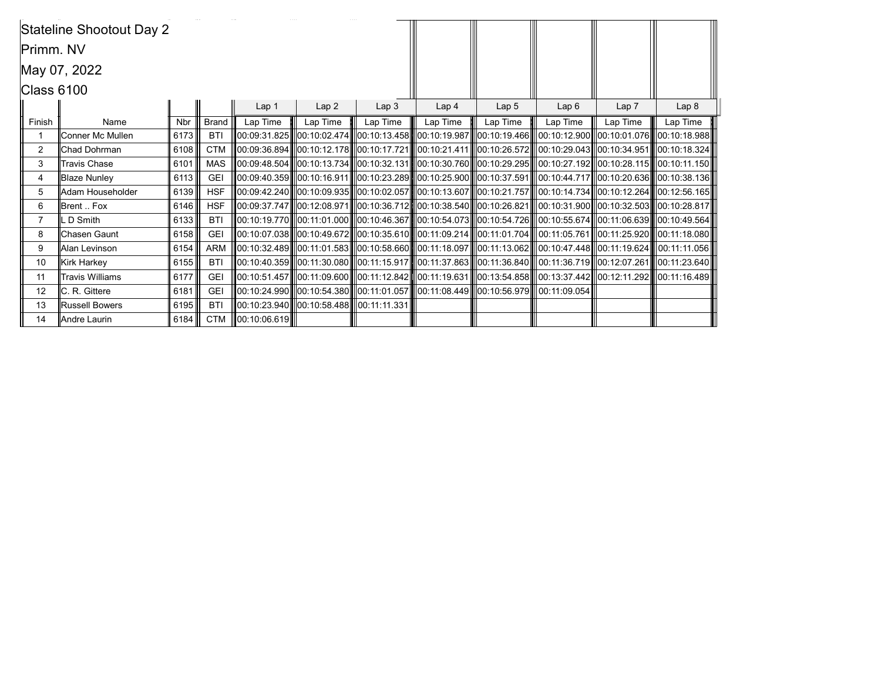Stateline Shootout Day 2

Primm. NV

May 07, 2022

Class 6100

| | | | | Lap 1 | Lap 2 | Lap 3 | Lap 4 | Lap 5 | Lap 6 | Lap 7 | Lap 8 |
|---|---|---|---|---|---|---|---|---|---|---|---|
| Finish | Name | Nbr | Brand | Lap Time | Lap Time | Lap Time | Lap Time | Lap Time | Lap Time | Lap Time | Lap Time |
| 1 | Conner Mc Mullen | 6173 | BTI | 00:09:31.825 | 00:10:02.474 | 00:10:13.458 | 00:10:19.987 | 00:10:19.466 | 00:10:12.900 | 00:10:01.076 | 00:10:18.988 |
| 2 | Chad Dohrman | 6108 | CTM | 00:09:36.894 | 00:10:12.178 | 00:10:17.721 | 00:10:21.411 | 00:10:26.572 | 00:10:29.043 | 00:10:34.951 | 00:10:18.324 |
| 3 | Travis Chase | 6101 | MAS | 00:09:48.504 | 00:10:13.734 | 00:10:32.131 | 00:10:30.760 | 00:10:29.295 | 00:10:27.192 | 00:10:28.115 | 00:10:11.150 |
| 4 | Blaze Nunley | 6113 | GEI | 00:09:40.359 | 00:10:16.911 | 00:10:23.289 | 00:10:25.900 | 00:10:37.591 | 00:10:44.717 | 00:10:20.636 | 00:10:38.136 |
| 5 | Adam Householder | 6139 | HSF | 00:09:42.240 | 00:10:09.935 | 00:10:02.057 | 00:10:13.607 | 00:10:21.757 | 00:10:14.734 | 00:10:12.264 | 00:12:56.165 |
| 6 | Brent .. Fox | 6146 | HSF | 00:09:37.747 | 00:12:08.971 | 00:10:36.712 | 00:10:38.540 | 00:10:26.821 | 00:10:31.900 | 00:10:32.503 | 00:10:28.817 |
| 7 | L D Smith | 6133 | BTI | 00:10:19.770 | 00:11:01.000 | 00:10:46.367 | 00:10:54.073 | 00:10:54.726 | 00:10:55.674 | 00:11:06.639 | 00:10:49.564 |
| 8 | Chasen Gaunt | 6158 | GEI | 00:10:07.038 | 00:10:49.672 | 00:10:35.610 | 00:11:09.214 | 00:11:01.704 | 00:11:05.761 | 00:11:25.920 | 00:11:18.080 |
| 9 | Alan Levinson | 6154 | ARM | 00:10:32.489 | 00:11:01.583 | 00:10:58.660 | 00:11:18.097 | 00:11:13.062 | 00:10:47.448 | 00:11:19.624 | 00:11:11.056 |
| 10 | Kirk Harkey | 6155 | BTI | 00:10:40.359 | 00:11:30.080 | 00:11:15.917 | 00:11:37.863 | 00:11:36.840 | 00:11:36.719 | 00:12:07.261 | 00:11:23.640 |
| 11 | Travis Williams | 6177 | GEI | 00:10:51.457 | 00:11:09.600 | 00:11:12.842 | 00:11:19.631 | 00:13:54.858 | 00:13:37.442 | 00:12:11.292 | 00:11:16.489 |
| 12 | C. R. Gittere | 6181 | GEI | 00:10:24.990 | 00:10:54.380 | 00:11:01.057 | 00:11:08.449 | 00:10:56.979 | 00:11:09.054 | | |
| 13 | Russell Bowers | 6195 | BTI | 00:10:23.940 | 00:10:58.488 | 00:11:11.331 | | | | | |
| 14 | Andre Laurin | 6184 | CTM | 00:10:06.619 | | | | | | | |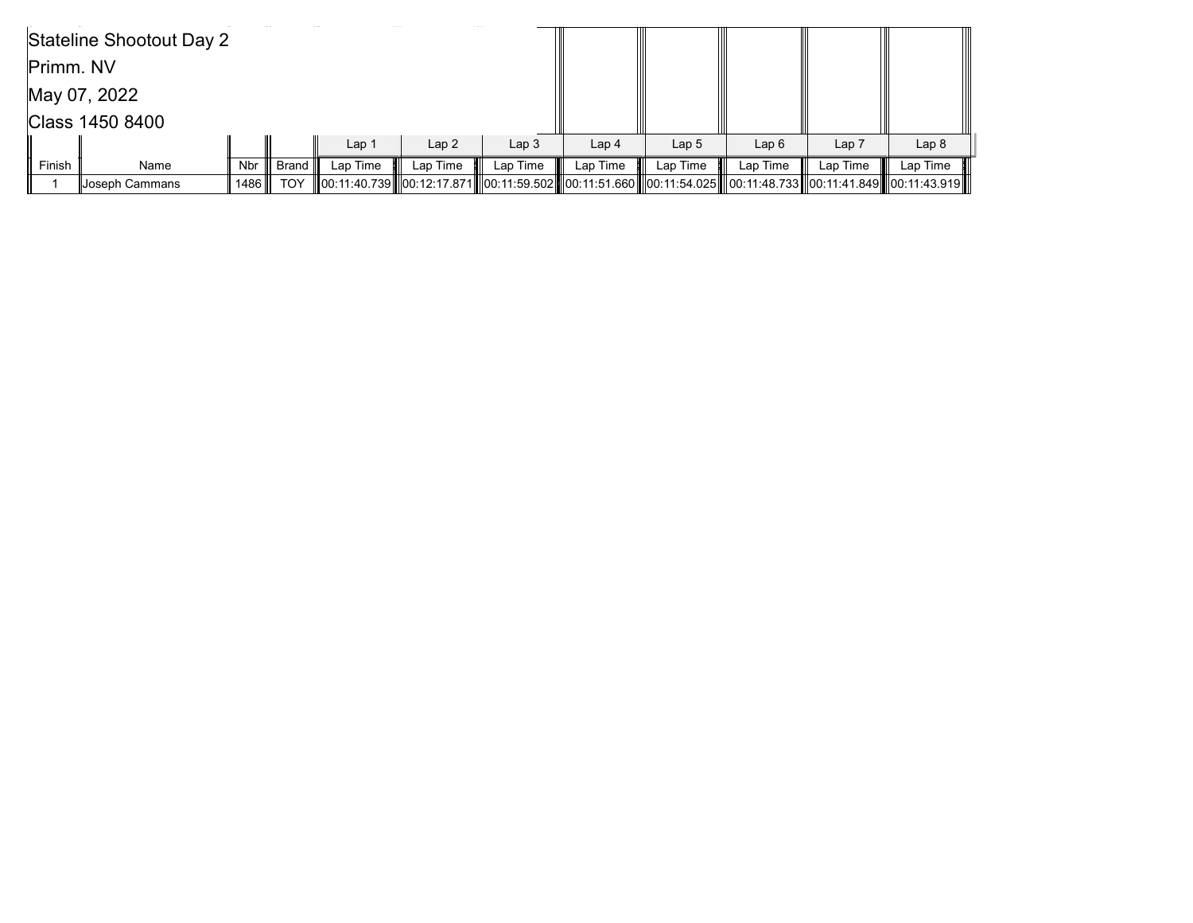Stateline Shootout Day 2

Primm. NV

May 07, 2022

Class 1450 8400

| | | | | Lap 1 | Lap 2 | Lap 3 | Lap 4 | Lap 5 | Lap 6 | Lap 7 | Lap 8 |
|---|---|---|---|---|---|---|---|---|---|---|---|
| Finish | Name | Nbr | Brand | Lap Time | Lap Time | Lap Time | Lap Time | Lap Time | Lap Time | Lap Time | Lap Time |
| 1 | Joseph Cammans | 1486 | TOY | 00:11:40.739 | 00:12:17.871 | 00:11:59.502 | 00:11:51.660 | 00:11:54.025 | 00:11:48.733 | 00:11:41.849 | 00:11:43.919 |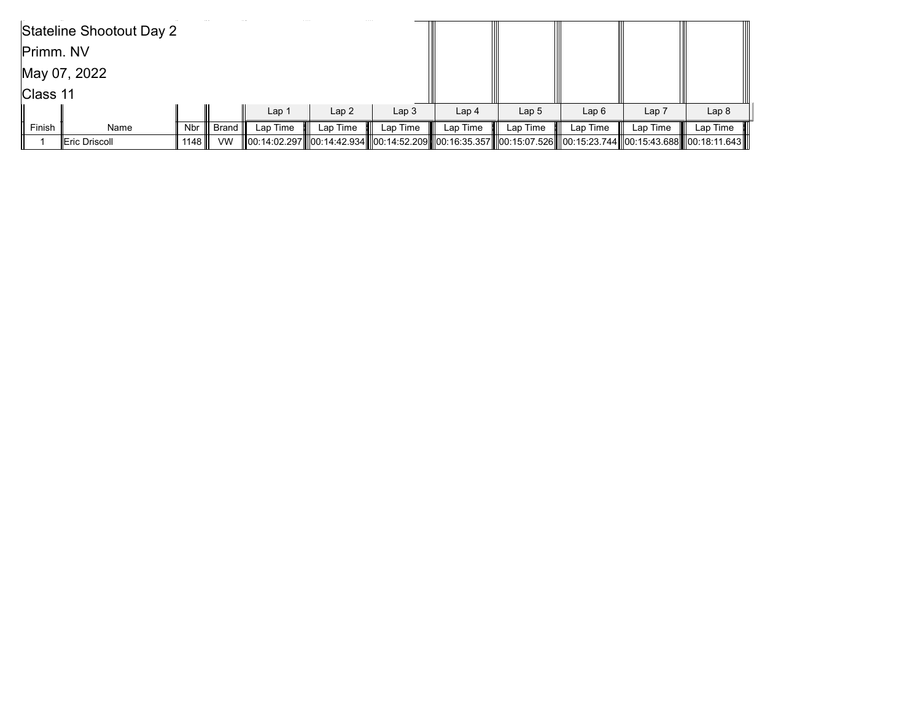Stateline Shootout Day 2

Primm. NV

May 07, 2022

Class 11

| | | | | Lap 1 | Lap 2 | Lap 3 | Lap 4 | Lap 5 | Lap 6 | Lap 7 | Lap 8 |
|---|---|---|---|---|---|---|---|---|---|---|---|
| Finish | Name | Nbr | Brand | Lap Time | Lap Time | Lap Time | Lap Time | Lap Time | Lap Time | Lap Time | Lap Time |
| 1 | Eric Driscoll | 1148 | VW | 00:14:02.297 | 00:14:42.934 | 00:14:52.209 | 00:16:35.357 | 00:15:07.526 | 00:15:23.744 | 00:15:43.688 | 00:18:11.643 |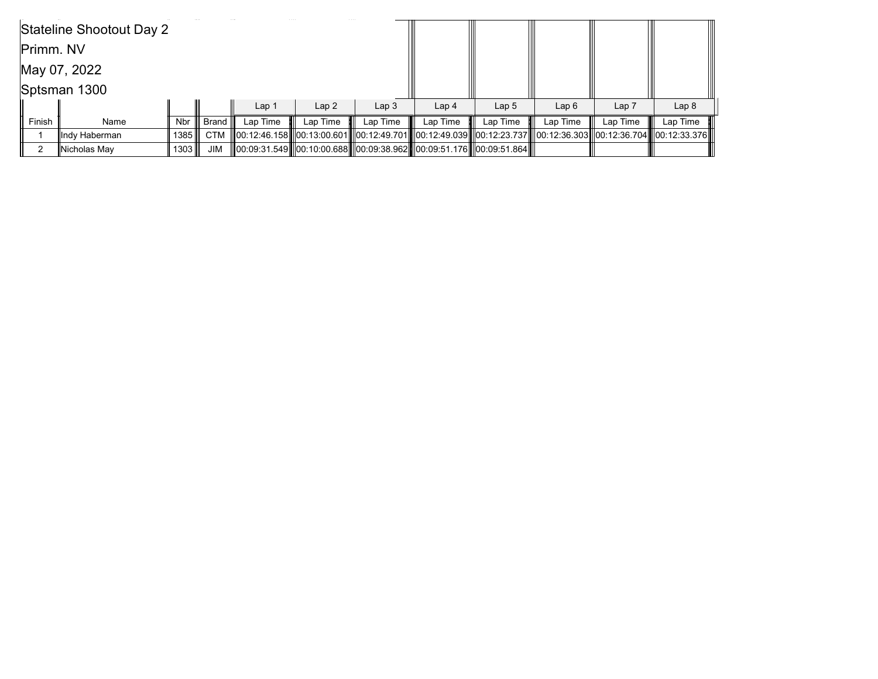Stateline Shootout Day 2

Primm. NV

May 07, 2022

Sptsman 1300

| | | | | Lap 1 | Lap 2 | Lap 3 | Lap 4 | Lap 5 | Lap 6 | Lap 7 | Lap 8 |
|---|---|---|---|---|---|---|---|---|---|---|---|
| Finish | Name | Nbr | Brand | Lap Time | Lap Time | Lap Time | Lap Time | Lap Time | Lap Time | Lap Time | Lap Time |
| 1 | Indy Haberman | 1385 | CTM | 00:12:46.158 | 00:13:00.601 | 00:12:49.701 | 00:12:49.039 | 00:12:23.737 | 00:12:36.303 | 00:12:36.704 | 00:12:33.376 |
| 2 | Nicholas May | 1303 | JIM | 00:09:31.549 | 00:10:00.688 | 00:09:38.962 | 00:09:51.176 | 00:09:51.864 | | | |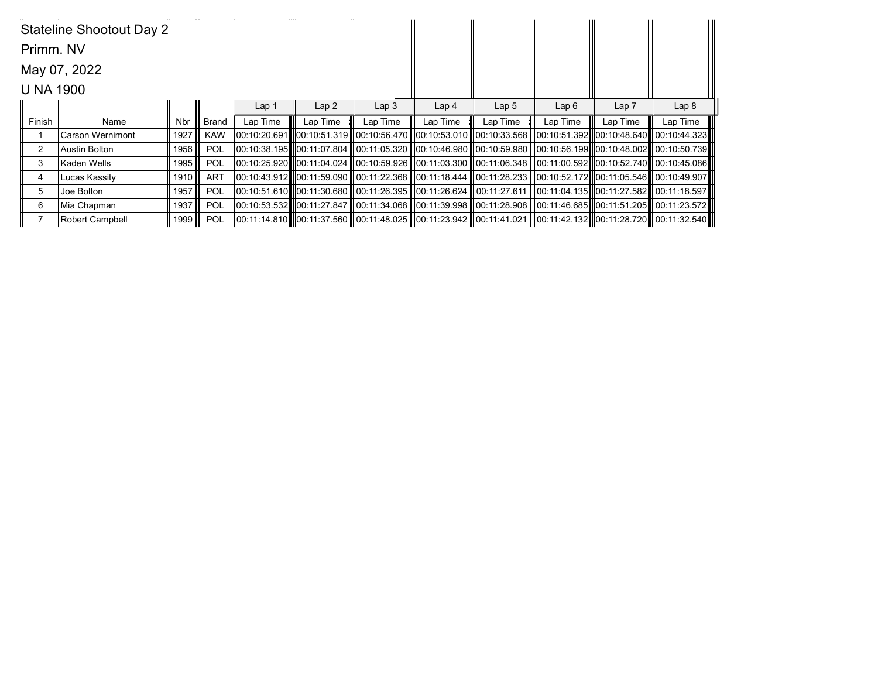Stateline Shootout Day 2

Primm. NV

May 07, 2022

U NA 1900

| | | | | Lap 1 | Lap 2 | Lap 3 | Lap 4 | Lap 5 | Lap 6 | Lap 7 | Lap 8 |
|---|---|---|---|---|---|---|---|---|---|---|---|
| Finish | Name | Nbr | Brand | Lap Time | Lap Time | Lap Time | Lap Time | Lap Time | Lap Time | Lap Time | Lap Time |
| 1 | Carson Wernimont | 1927 | KAW | 00:10:20.691 | 00:10:51.319 | 00:10:56.470 | 00:10:53.010 | 00:10:33.568 | 00:10:51.392 | 00:10:48.640 | 00:10:44.323 |
| 2 | Austin Bolton | 1956 | POL | 00:10:38.195 | 00:11:07.804 | 00:11:05.320 | 00:10:46.980 | 00:10:59.980 | 00:10:56.199 | 00:10:48.002 | 00:10:50.739 |
| 3 | Kaden Wells | 1995 | POL | 00:10:25.920 | 00:11:04.024 | 00:10:59.926 | 00:11:03.300 | 00:11:06.348 | 00:11:00.592 | 00:10:52.740 | 00:10:45.086 |
| 4 | Lucas Kassity | 1910 | ART | 00:10:43.912 | 00:11:59.090 | 00:11:22.368 | 00:11:18.444 | 00:11:28.233 | 00:10:52.172 | 00:11:05.546 | 00:10:49.907 |
| 5 | Joe Bolton | 1957 | POL | 00:10:51.610 | 00:11:30.680 | 00:11:26.395 | 00:11:26.624 | 00:11:27.611 | 00:11:04.135 | 00:11:27.582 | 00:11:18.597 |
| 6 | Mia Chapman | 1937 | POL | 00:10:53.532 | 00:11:27.847 | 00:11:34.068 | 00:11:39.998 | 00:11:28.908 | 00:11:46.685 | 00:11:51.205 | 00:11:23.572 |
| 7 | Robert Campbell | 1999 | POL | 00:11:14.810 | 00:11:37.560 | 00:11:48.025 | 00:11:23.942 | 00:11:41.021 | 00:11:42.132 | 00:11:28.720 | 00:11:32.540 |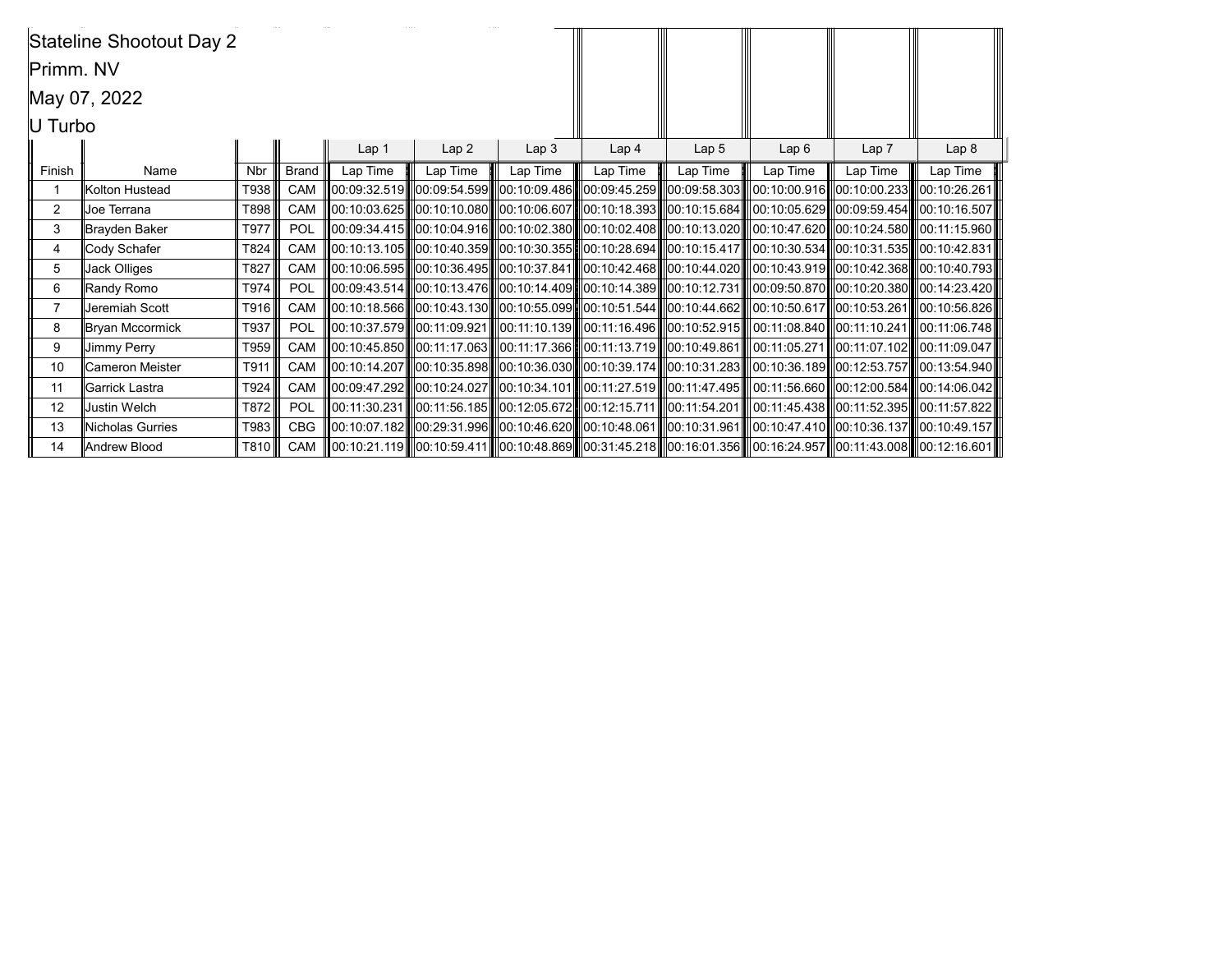Stateline Shootout Day 2

Primm. NV

May 07, 2022

U Turbo

| | | | | Lap 1 | Lap 2 | Lap 3 | Lap 4 | Lap 5 | Lap 6 | Lap 7 | Lap 8 |
|---|---|---|---|---|---|---|---|---|---|---|---|
| Finish | Name | Nbr | Brand | Lap Time | Lap Time | Lap Time | Lap Time | Lap Time | Lap Time | Lap Time | Lap Time |
| 1 | Kolton Hustead | T938 | CAM | 00:09:32.519 | 00:09:54.599 | 00:10:09.486 | 00:09:45.259 | 00:09:58.303 | 00:10:00.916 | 00:10:00.233 | 00:10:26.261 |
| 2 | Joe Terrana | T898 | CAM | 00:10:03.625 | 00:10:10.080 | 00:10:06.607 | 00:10:18.393 | 00:10:15.684 | 00:10:05.629 | 00:09:59.454 | 00:10:16.507 |
| 3 | Brayden Baker | T977 | POL | 00:09:34.415 | 00:10:04.916 | 00:10:02.380 | 00:10:02.408 | 00:10:13.020 | 00:10:47.620 | 00:10:24.580 | 00:11:15.960 |
| 4 | Cody Schafer | T824 | CAM | 00:10:13.105 | 00:10:40.359 | 00:10:30.355 | 00:10:28.694 | 00:10:15.417 | 00:10:30.534 | 00:10:31.535 | 00:10:42.831 |
| 5 | Jack Olliges | T827 | CAM | 00:10:06.595 | 00:10:36.495 | 00:10:37.841 | 00:10:42.468 | 00:10:44.020 | 00:10:43.919 | 00:10:42.368 | 00:10:40.793 |
| 6 | Randy Romo | T974 | POL | 00:09:43.514 | 00:10:13.476 | 00:10:14.409 | 00:10:14.389 | 00:10:12.731 | 00:09:50.870 | 00:10:20.380 | 00:14:23.420 |
| 7 | Jeremiah Scott | T916 | CAM | 00:10:18.566 | 00:10:43.130 | 00:10:55.099 | 00:10:51.544 | 00:10:44.662 | 00:10:50.617 | 00:10:53.261 | 00:10:56.826 |
| 8 | Bryan Mccormick | T937 | POL | 00:10:37.579 | 00:11:09.921 | 00:11:10.139 | 00:11:16.496 | 00:10:52.915 | 00:11:08.840 | 00:11:10.241 | 00:11:06.748 |
| 9 | Jimmy Perry | T959 | CAM | 00:10:45.850 | 00:11:17.063 | 00:11:17.366 | 00:11:13.719 | 00:10:49.861 | 00:11:05.271 | 00:11:07.102 | 00:11:09.047 |
| 10 | Cameron Meister | T911 | CAM | 00:10:14.207 | 00:10:35.898 | 00:10:36.030 | 00:10:39.174 | 00:10:31.283 | 00:10:36.189 | 00:12:53.757 | 00:13:54.940 |
| 11 | Garrick Lastra | T924 | CAM | 00:09:47.292 | 00:10:24.027 | 00:10:34.101 | 00:11:27.519 | 00:11:47.495 | 00:11:56.660 | 00:12:00.584 | 00:14:06.042 |
| 12 | Justin Welch | T872 | POL | 00:11:30.231 | 00:11:56.185 | 00:12:05.672 | 00:12:15.711 | 00:11:54.201 | 00:11:45.438 | 00:11:52.395 | 00:11:57.822 |
| 13 | Nicholas Gurries | T983 | CBG | 00:10:07.182 | 00:29:31.996 | 00:10:46.620 | 00:10:48.061 | 00:10:31.961 | 00:10:47.410 | 00:10:36.137 | 00:10:49.157 |
| 14 | Andrew Blood | T810 | CAM | 00:10:21.119 | 00:10:59.411 | 00:10:48.869 | 00:31:45.218 | 00:16:01.356 | 00:16:24.957 | 00:11:43.008 | 00:12:16.601 |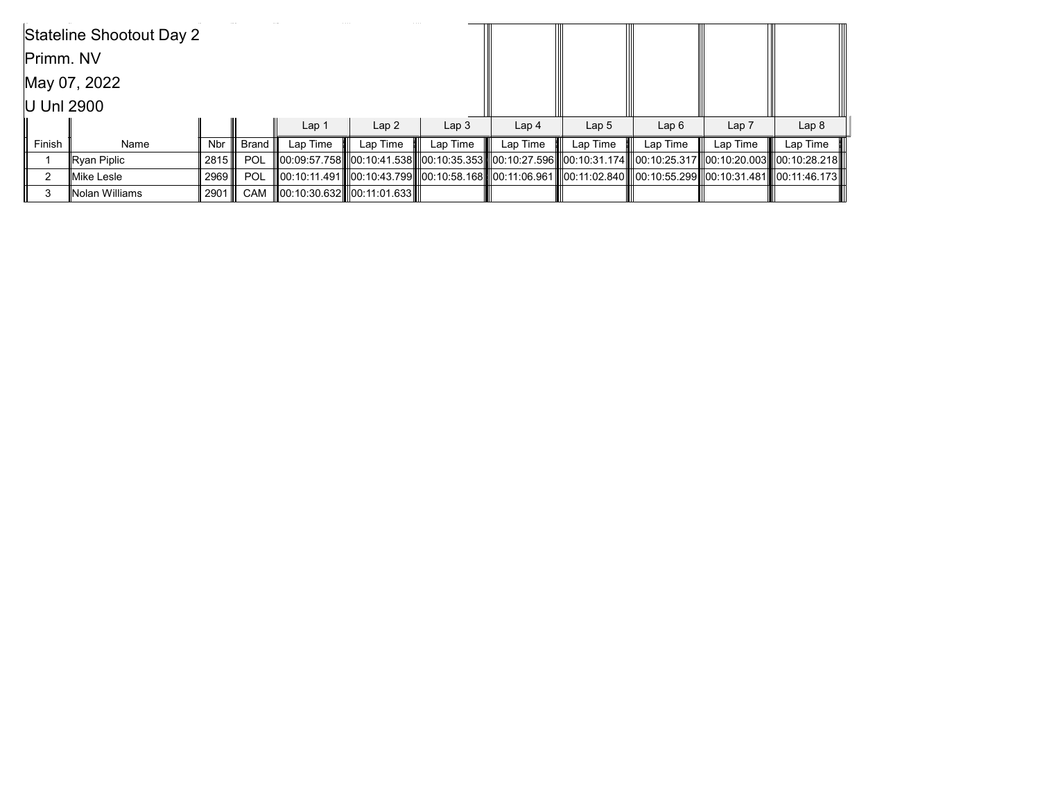Stateline Shootout Day 2

Primm. NV

May 07, 2022

U Unl 2900

| | | | | Lap 1 | Lap 2 | Lap 3 | Lap 4 | Lap 5 | Lap 6 | Lap 7 | Lap 8 |
|---|---|---|---|---|---|---|---|---|---|---|---|
| Finish | Name | Nbr | Brand | Lap Time | Lap Time | Lap Time | Lap Time | Lap Time | Lap Time | Lap Time | Lap Time |
| 1 | Ryan Piplic | 2815 | POL | 00:09:57.758 | 00:10:41.538 | 00:10:35.353 | 00:10:27.596 | 00:10:31.174 | 00:10:25.317 | 00:10:20.003 | 00:10:28.218 |
| 2 | Mike Lesle | 2969 | POL | 00:10:11.491 | 00:10:43.799 | 00:10:58.168 | 00:11:06.961 | 00:11:02.840 | 00:10:55.299 | 00:10:31.481 | 00:11:46.173 |
| 3 | Nolan Williams | 2901 | CAM | 00:10:30.632 | 00:11:01.633 | | | | | | |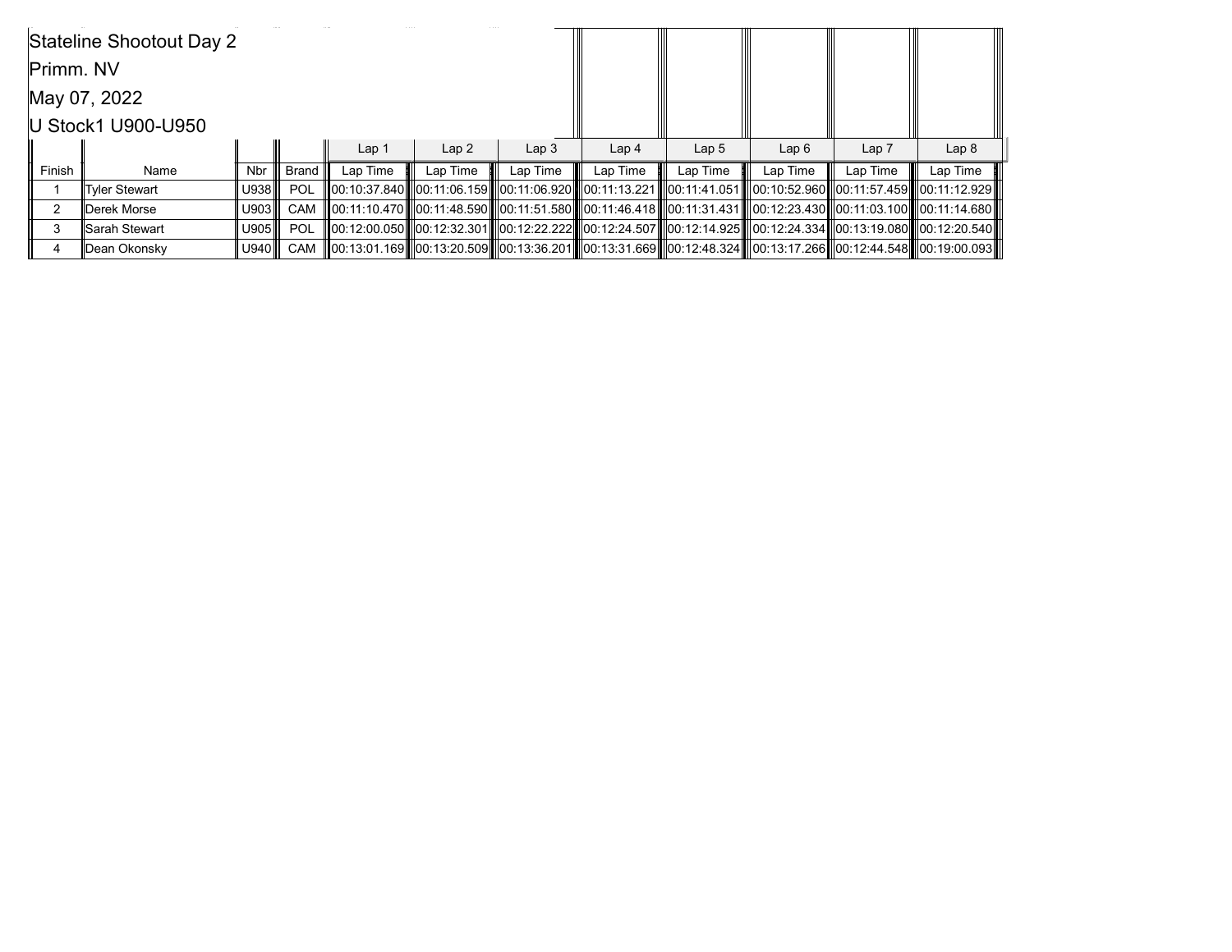Stateline Shootout Day 2

Primm. NV

May 07, 2022

U Stock1 U900-U950

| | | | | Lap 1 | Lap 2 | Lap 3 | Lap 4 | Lap 5 | Lap 6 | Lap 7 | Lap 8 |
|---|---|---|---|---|---|---|---|---|---|---|---|
| Finish | Name | Nbr | Brand | Lap Time | Lap Time | Lap Time | Lap Time | Lap Time | Lap Time | Lap Time | Lap Time |
| 1 | Tyler Stewart | U938 | POL | 00:10:37.840 | 00:11:06.159 | 00:11:06.920 | 00:11:13.221 | 00:11:41.051 | 00:10:52.960 | 00:11:57.459 | 00:11:12.929 |
| 2 | Derek Morse | U903 | CAM | 00:11:10.470 | 00:11:48.590 | 00:11:51.580 | 00:11:46.418 | 00:11:31.431 | 00:12:23.430 | 00:11:03.100 | 00:11:14.680 |
| 3 | Sarah Stewart | U905 | POL | 00:12:00.050 | 00:12:32.301 | 00:12:22.222 | 00:12:24.507 | 00:12:14.925 | 00:12:24.334 | 00:13:19.080 | 00:12:20.540 |
| 4 | Dean Okonsky | U940 | CAM | 00:13:01.169 | 00:13:20.509 | 00:13:36.201 | 00:13:31.669 | 00:12:48.324 | 00:13:17.266 | 00:12:44.548 | 00:19:00.093 |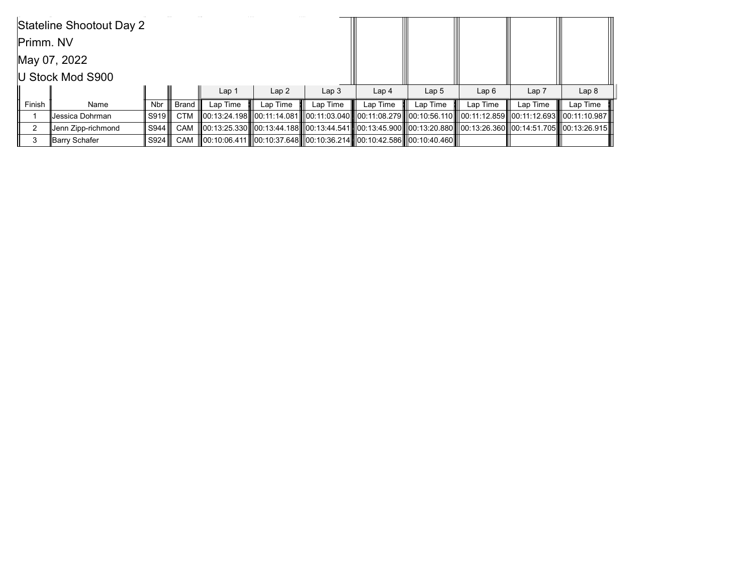Stateline Shootout Day 2

Primm. NV

May 07, 2022

U Stock Mod S900

| | | | | Lap 1 | Lap 2 | Lap 3 | Lap 4 | Lap 5 | Lap 6 | Lap 7 | Lap 8 |
|---|---|---|---|---|---|---|---|---|---|---|---|
| Finish | Name | Nbr | Brand | Lap Time | Lap Time | Lap Time | Lap Time | Lap Time | Lap Time | Lap Time | Lap Time |
| 1 | Jessica Dohrman | S919 | CTM | 00:13:24.198 | 00:11:14.081 | 00:11:03.040 | 00:11:08.279 | 00:10:56.110 | 00:11:12.859 | 00:11:12.693 | 00:11:10.987 |
| 2 | Jenn Zipp-richmond | S944 | CAM | 00:13:25.330 | 00:13:44.188 | 00:13:44.541 | 00:13:45.900 | 00:13:20.880 | 00:13:26.360 | 00:14:51.705 | 00:13:26.915 |
| 3 | Barry Schafer | S924 | CAM | 00:10:06.411 | 00:10:37.648 | 00:10:36.214 | 00:10:42.586 | 00:10:40.460 | | | |